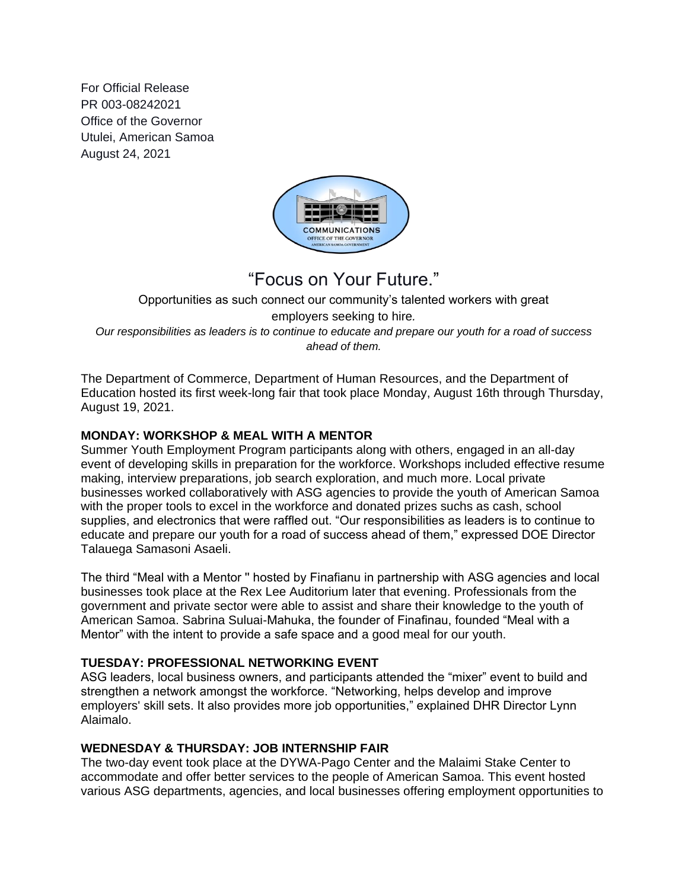For Official Release
PR 003-08242021
Office of the Governor
Utulei, American Samoa
August 24, 2021

# "Focus on Your Future."

Opportunities as such connect our community's talented workers with great employers seeking to hire.

*Our responsibilities as leaders is to continue to educate and prepare our youth for a road of success ahead of them.*

The Department of Commerce, Department of Human Resources, and the Department of Education hosted its first week-long fair that took place Monday, August 16th through Thursday, August 19, 2021.

**MONDAY: WORKSHOP & MEAL WITH A MENTOR**

Summer Youth Employment Program participants along with others, engaged in an all-day event of developing skills in preparation for the workforce. Workshops included effective resume making, interview preparations, job search exploration, and much more. Local private businesses worked collaboratively with ASG agencies to provide the youth of American Samoa with the proper tools to excel in the workforce and donated prizes suchs as cash, school supplies, and electronics that were raffled out. "Our responsibilities as leaders is to continue to educate and prepare our youth for a road of success ahead of them," expressed DOE Director Talauega Samasoni Asaeli.

The third "Meal with a Mentor " hosted by Finafianu in partnership with ASG agencies and local businesses took place at the Rex Lee Auditorium later that evening. Professionals from the government and private sector were able to assist and share their knowledge to the youth of American Samoa. Sabrina Suluai-Mahuka, the founder of Finafinau, founded "Meal with a Mentor" with the intent to provide a safe space and a good meal for our youth.

**TUESDAY: PROFESSIONAL NETWORKING EVENT**

ASG leaders, local business owners, and participants attended the "mixer" event to build and strengthen a network amongst the workforce. "Networking, helps develop and improve employers' skill sets. It also provides more job opportunities," explained DHR Director Lynn Alaimalo.

**WEDNESDAY & THURSDAY: JOB INTERNSHIP FAIR**

The two-day event took place at the DYWA-Pago Center and the Malaimi Stake Center to accommodate and offer better services to the people of American Samoa. This event hosted various ASG departments, agencies, and local businesses offering employment opportunities to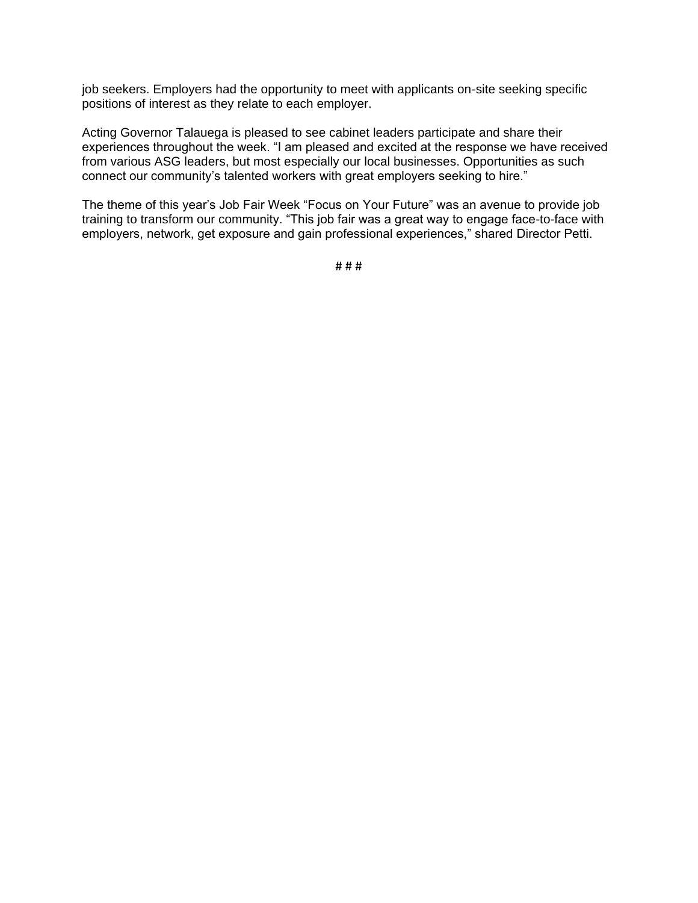job seekers. Employers had the opportunity to meet with applicants on-site seeking specific positions of interest as they relate to each employer.

Acting Governor Talauega is pleased to see cabinet leaders participate and share their experiences throughout the week. “I am pleased and excited at the response we have received from various ASG leaders, but most especially our local businesses. Opportunities as such connect our community’s talented workers with great employers seeking to hire.”

The theme of this year’s Job Fair Week “Focus on Your Future” was an avenue to provide job training to transform our community. “This job fair was a great way to engage face-to-face with employers, network, get exposure and gain professional experiences,” shared Director Petti.

# # #